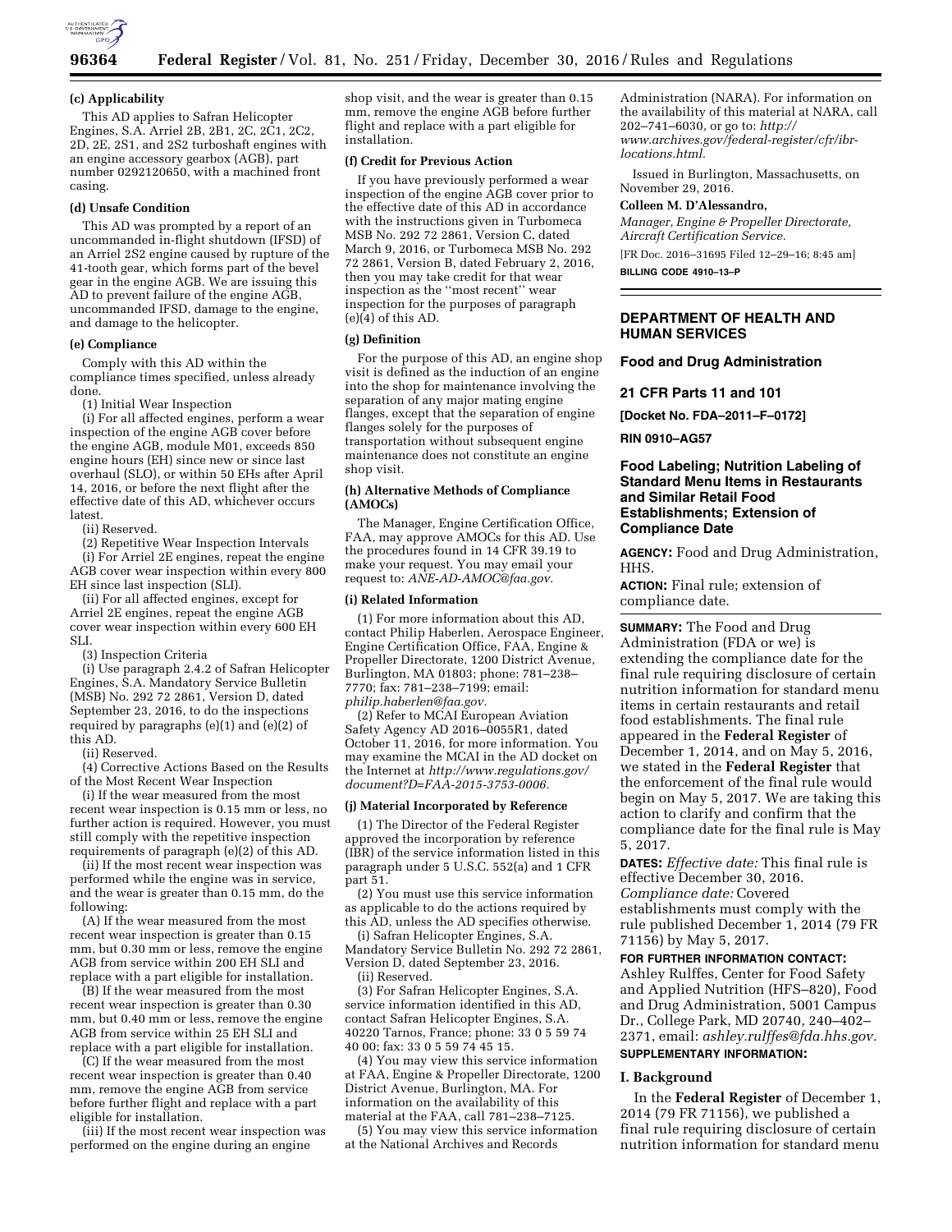**(c) Applicability**

This AD applies to Safran Helicopter Engines, S.A. Arriel 2B, 2B1, 2C, 2C1, 2C2, 2D, 2E, 2S1, and 2S2 turboshaft engines with an engine accessory gearbox (AGB), part number 0292120650, with a machined front casing.

**(d) Unsafe Condition**

This AD was prompted by a report of an uncommanded in-flight shutdown (IFSD) of an Arriel 2S2 engine caused by rupture of the 41-tooth gear, which forms part of the bevel gear in the engine AGB. We are issuing this AD to prevent failure of the engine AGB, uncommanded IFSD, damage to the engine, and damage to the helicopter.

**(e) Compliance**

Comply with this AD within the compliance times specified, unless already done.

(1) Initial Wear Inspection

(i) For all affected engines, perform a wear inspection of the engine AGB cover before the engine AGB, module M01, exceeds 850 engine hours (EH) since new or since last overhaul (SLO), or within 50 EHs after April 14, 2016, or before the next flight after the effective date of this AD, whichever occurs latest.

(ii) Reserved.

(2) Repetitive Wear Inspection Intervals

(i) For Arriel 2E engines, repeat the engine AGB cover wear inspection within every 800 EH since last inspection (SLI).

(ii) For all affected engines, except for Arriel 2E engines, repeat the engine AGB cover wear inspection within every 600 EH SLI.

(3) Inspection Criteria

(i) Use paragraph 2.4.2 of Safran Helicopter Engines, S.A. Mandatory Service Bulletin (MSB) No. 292 72 2861, Version D, dated September 23, 2016, to do the inspections required by paragraphs (e)(1) and (e)(2) of this AD.

(ii) Reserved.

(4) Corrective Actions Based on the Results of the Most Recent Wear Inspection

(i) If the wear measured from the most recent wear inspection is 0.15 mm or less, no further action is required. However, you must still comply with the repetitive inspection requirements of paragraph (e)(2) of this AD.

(ii) If the most recent wear inspection was performed while the engine was in service, and the wear is greater than 0.15 mm, do the following:

(A) If the wear measured from the most recent wear inspection is greater than 0.15 mm, but 0.30 mm or less, remove the engine AGB from service within 200 EH SLI and replace with a part eligible for installation.

(B) If the wear measured from the most recent wear inspection is greater than 0.30 mm, but 0.40 mm or less, remove the engine AGB from service within 25 EH SLI and replace with a part eligible for installation.

(C) If the wear measured from the most recent wear inspection is greater than 0.40 mm, remove the engine AGB from service before further flight and replace with a part eligible for installation.

(iii) If the most recent wear inspection was performed on the engine during an engine shop visit, and the wear is greater than 0.15 mm, remove the engine AGB before further flight and replace with a part eligible for installation.

**(f) Credit for Previous Action**

If you have previously performed a wear inspection of the engine AGB cover prior to the effective date of this AD in accordance with the instructions given in Turbomeca MSB No. 292 72 2861, Version C, dated March 9, 2016, or Turbomeca MSB No. 292 72 2861, Version B, dated February 2, 2016, then you may take credit for that wear inspection as the "most recent" wear inspection for the purposes of paragraph (e)(4) of this AD.

**(g) Definition**

For the purpose of this AD, an engine shop visit is defined as the induction of an engine into the shop for maintenance involving the separation of any major mating engine flanges, except that the separation of engine flanges solely for the purposes of transportation without subsequent engine maintenance does not constitute an engine shop visit.

**(h) Alternative Methods of Compliance (AMOCs)**

The Manager, Engine Certification Office, FAA, may approve AMOCs for this AD. Use the procedures found in 14 CFR 39.19 to make your request. You may email your request to: *ANE-AD-AMOC@faa.gov.*

**(i) Related Information**

(1) For more information about this AD, contact Philip Haberlen, Aerospace Engineer, Engine Certification Office, FAA, Engine & Propeller Directorate, 1200 District Avenue, Burlington, MA 01803; phone: 781–238–7770; fax: 781–238–7199; email: *philip.haberlen@faa.gov.*

(2) Refer to MCAI European Aviation Safety Agency AD 2016–0055R1, dated October 11, 2016, for more information. You may examine the MCAI in the AD docket on the Internet at *http://www.regulations.gov/document?D=FAA-2015-3753-0006.*

**(j) Material Incorporated by Reference**

(1) The Director of the Federal Register approved the incorporation by reference (IBR) of the service information listed in this paragraph under 5 U.S.C. 552(a) and 1 CFR part 51.

(2) You must use this service information as applicable to do the actions required by this AD, unless the AD specifies otherwise.

(i) Safran Helicopter Engines, S.A. Mandatory Service Bulletin No. 292 72 2861, Version D, dated September 23, 2016.

(ii) Reserved.

(3) For Safran Helicopter Engines, S.A. service information identified in this AD, contact Safran Helicopter Engines, S.A. 40220 Tarnos, France; phone: 33 0 5 59 74 40 00; fax: 33 0 5 59 74 45 15.

(4) You may view this service information at FAA, Engine & Propeller Directorate, 1200 District Avenue, Burlington, MA. For information on the availability of this material at the FAA, call 781–238–7125.

(5) You may view this service information at the National Archives and Records Administration (NARA). For information on the availability of this material at NARA, call 202–741–6030, or go to: *http://www.archives.gov/federal-register/cfr/ibr-locations.html.*

Issued in Burlington, Massachusetts, on November 29, 2016.

**Colleen M. D'Alessandro,**

*Manager, Engine & Propeller Directorate, Aircraft Certification Service.*

[FR Doc. 2016–31695 Filed 12–29–16; 8:45 am]

**BILLING CODE 4910–13–P**

---

## DEPARTMENT OF HEALTH AND HUMAN SERVICES

### Food and Drug Administration

### 21 CFR Parts 11 and 101

**[Docket No. FDA–2011–F–0172]**

**RIN 0910–AG57**

### Food Labeling; Nutrition Labeling of Standard Menu Items in Restaurants and Similar Retail Food Establishments; Extension of Compliance Date

**AGENCY:** Food and Drug Administration, HHS.

**ACTION:** Final rule; extension of compliance date.

**SUMMARY:** The Food and Drug Administration (FDA or we) is extending the compliance date for the final rule requiring disclosure of certain nutrition information for standard menu items in certain restaurants and retail food establishments. The final rule appeared in the **Federal Register** of December 1, 2014, and on May 5, 2016, we stated in the **Federal Register** that the enforcement of the final rule would begin on May 5, 2017. We are taking this action to clarify and confirm that the compliance date for the final rule is May 5, 2017.

**DATES:** *Effective date:* This final rule is effective December 30, 2016.

*Compliance date:* Covered establishments must comply with the rule published December 1, 2014 (79 FR 71156) by May 5, 2017.

**FOR FURTHER INFORMATION CONTACT:** Ashley Rulffes, Center for Food Safety and Applied Nutrition (HFS–820), Food and Drug Administration, 5001 Campus Dr., College Park, MD 20740, 240–402–2371, email: *ashley.rulffes@fda.hhs.gov.*

**SUPPLEMENTARY INFORMATION:**

#### I. Background

In the **Federal Register** of December 1, 2014 (79 FR 71156), we published a final rule requiring disclosure of certain nutrition information for standard menu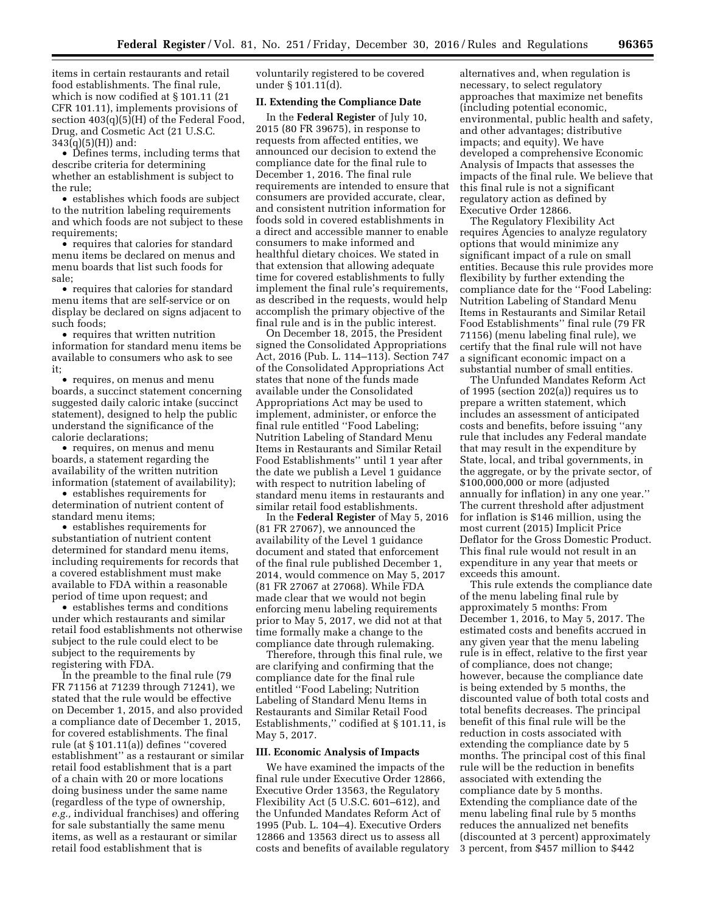items in certain restaurants and retail food establishments. The final rule, which is now codified at § 101.11 (21 CFR 101.11), implements provisions of section 403(q)(5)(H) of the Federal Food, Drug, and Cosmetic Act (21 U.S.C. 343(q)(5)(H)) and:

- Defines terms, including terms that describe criteria for determining whether an establishment is subject to the rule;
- establishes which foods are subject to the nutrition labeling requirements and which foods are not subject to these requirements;
- requires that calories for standard menu items be declared on menus and menu boards that list such foods for sale;
- requires that calories for standard menu items that are self-service or on display be declared on signs adjacent to such foods;
- requires that written nutrition information for standard menu items be available to consumers who ask to see it;
- requires, on menus and menu boards, a succinct statement concerning suggested daily caloric intake (succinct statement), designed to help the public understand the significance of the calorie declarations;
- requires, on menus and menu boards, a statement regarding the availability of the written nutrition information (statement of availability);
- establishes requirements for determination of nutrient content of standard menu items;
- establishes requirements for substantiation of nutrient content determined for standard menu items, including requirements for records that a covered establishment must make available to FDA within a reasonable period of time upon request; and
- establishes terms and conditions under which restaurants and similar retail food establishments not otherwise subject to the rule could elect to be subject to the requirements by registering with FDA.

In the preamble to the final rule (79 FR 71156 at 71239 through 71241), we stated that the rule would be effective on December 1, 2015, and also provided a compliance date of December 1, 2015, for covered establishments. The final rule (at § 101.11(a)) defines "covered establishment" as a restaurant or similar retail food establishment that is a part of a chain with 20 or more locations doing business under the same name (regardless of the type of ownership, *e.g.,* individual franchises) and offering for sale substantially the same menu items, as well as a restaurant or similar retail food establishment that is voluntarily registered to be covered under § 101.11(d).

## II. Extending the Compliance Date

In the **Federal Register** of July 10, 2015 (80 FR 39675), in response to requests from affected entities, we announced our decision to extend the compliance date for the final rule to December 1, 2016. The final rule requirements are intended to ensure that consumers are provided accurate, clear, and consistent nutrition information for foods sold in covered establishments in a direct and accessible manner to enable consumers to make informed and healthful dietary choices. We stated in that extension that allowing adequate time for covered establishments to fully implement the final rule's requirements, as described in the requests, would help accomplish the primary objective of the final rule and is in the public interest.

On December 18, 2015, the President signed the Consolidated Appropriations Act, 2016 (Pub. L. 114–113). Section 747 of the Consolidated Appropriations Act states that none of the funds made available under the Consolidated Appropriations Act may be used to implement, administer, or enforce the final rule entitled "Food Labeling; Nutrition Labeling of Standard Menu Items in Restaurants and Similar Retail Food Establishments" until 1 year after the date we publish a Level 1 guidance with respect to nutrition labeling of standard menu items in restaurants and similar retail food establishments.

In the **Federal Register** of May 5, 2016 (81 FR 27067), we announced the availability of the Level 1 guidance document and stated that enforcement of the final rule published December 1, 2014, would commence on May 5, 2017 (81 FR 27067 at 27068). While FDA made clear that we would not begin enforcing menu labeling requirements prior to May 5, 2017, we did not at that time formally make a change to the compliance date through rulemaking.

Therefore, through this final rule, we are clarifying and confirming that the compliance date for the final rule entitled "Food Labeling; Nutrition Labeling of Standard Menu Items in Restaurants and Similar Retail Food Establishments," codified at § 101.11, is May 5, 2017.

## III. Economic Analysis of Impacts

We have examined the impacts of the final rule under Executive Order 12866, Executive Order 13563, the Regulatory Flexibility Act (5 U.S.C. 601–612), and the Unfunded Mandates Reform Act of 1995 (Pub. L. 104–4). Executive Orders 12866 and 13563 direct us to assess all costs and benefits of available regulatory alternatives and, when regulation is necessary, to select regulatory approaches that maximize net benefits (including potential economic, environmental, public health and safety, and other advantages; distributive impacts; and equity). We have developed a comprehensive Economic Analysis of Impacts that assesses the impacts of the final rule. We believe that this final rule is not a significant regulatory action as defined by Executive Order 12866.

The Regulatory Flexibility Act requires Agencies to analyze regulatory options that would minimize any significant impact of a rule on small entities. Because this rule provides more flexibility by further extending the compliance date for the "Food Labeling: Nutrition Labeling of Standard Menu Items in Restaurants and Similar Retail Food Establishments" final rule (79 FR 71156) (menu labeling final rule), we certify that the final rule will not have a significant economic impact on a substantial number of small entities.

The Unfunded Mandates Reform Act of 1995 (section 202(a)) requires us to prepare a written statement, which includes an assessment of anticipated costs and benefits, before issuing "any rule that includes any Federal mandate that may result in the expenditure by State, local, and tribal governments, in the aggregate, or by the private sector, of $100,000,000 or more (adjusted annually for inflation) in any one year." The current threshold after adjustment for inflation is $146 million, using the most current (2015) Implicit Price Deflator for the Gross Domestic Product. This final rule would not result in an expenditure in any year that meets or exceeds this amount.

This rule extends the compliance date of the menu labeling final rule by approximately 5 months: From December 1, 2016, to May 5, 2017. The estimated costs and benefits accrued in any given year that the menu labeling rule is in effect, relative to the first year of compliance, does not change; however, because the compliance date is being extended by 5 months, the discounted value of both total costs and total benefits decreases. The principal benefit of this final rule will be the reduction in costs associated with extending the compliance date by 5 months. The principal cost of this final rule will be the reduction in benefits associated with extending the compliance date by 5 months. Extending the compliance date of the menu labeling final rule by 5 months reduces the annualized net benefits (discounted at 3 percent) approximately 3 percent, from $457 million to $442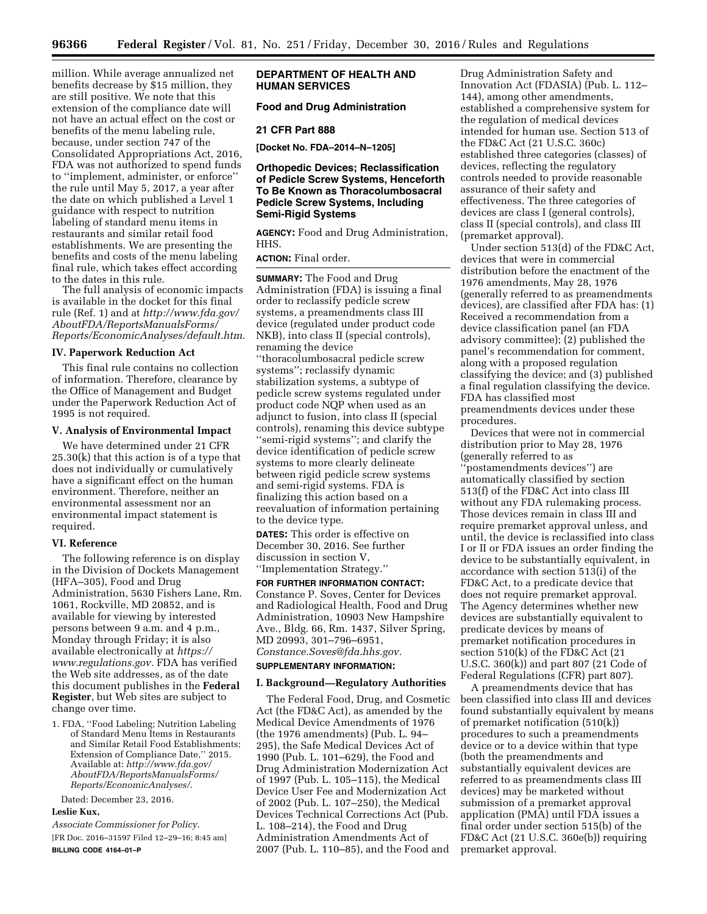million. While average annualized net benefits decrease by $15 million, they are still positive. We note that this extension of the compliance date will not have an actual effect on the cost or benefits of the menu labeling rule, because, under section 747 of the Consolidated Appropriations Act, 2016, FDA was not authorized to spend funds to ''implement, administer, or enforce'' the rule until May 5, 2017, a year after the date on which published a Level 1 guidance with respect to nutrition labeling of standard menu items in restaurants and similar retail food establishments. We are presenting the benefits and costs of the menu labeling final rule, which takes effect according to the dates in this rule.

The full analysis of economic impacts is available in the docket for this final rule (Ref. 1) and at *http://www.fda.gov/AboutFDA/ReportsManualsForms/Reports/EconomicAnalyses/default.htm.*

### IV. Paperwork Reduction Act

This final rule contains no collection of information. Therefore, clearance by the Office of Management and Budget under the Paperwork Reduction Act of 1995 is not required.

### V. Analysis of Environmental Impact

We have determined under 21 CFR 25.30(k) that this action is of a type that does not individually or cumulatively have a significant effect on the human environment. Therefore, neither an environmental assessment nor an environmental impact statement is required.

### VI. Reference

The following reference is on display in the Division of Dockets Management (HFA–305), Food and Drug Administration, 5630 Fishers Lane, Rm. 1061, Rockville, MD 20852, and is available for viewing by interested persons between 9 a.m. and 4 p.m., Monday through Friday; it is also available electronically at *https://www.regulations.gov.* FDA has verified the Web site addresses, as of the date this document publishes in the **Federal Register**, but Web sites are subject to change over time.

1. FDA, ''Food Labeling; Nutrition Labeling of Standard Menu Items in Restaurants and Similar Retail Food Establishments; Extension of Compliance Date,'' 2015. Available at: *http://www.fda.gov/AboutFDA/ReportsManualsForms/Reports/EconomicAnalyses/.*

Dated: December 23, 2016.

**Leslie Kux,**

*Associate Commissioner for Policy.*

[FR Doc. 2016–31597 Filed 12–29–16; 8:45 am]

**BILLING CODE 4164–01–P**

---

## DEPARTMENT OF HEALTH AND HUMAN SERVICES

### Food and Drug Administration

### 21 CFR Part 888

**[Docket No. FDA–2014–N–1205]**

### Orthopedic Devices; Reclassification of Pedicle Screw Systems, Henceforth To Be Known as Thoracolumbosacral Pedicle Screw Systems, Including Semi-Rigid Systems

**AGENCY:** Food and Drug Administration, HHS.

**ACTION:** Final order.

**SUMMARY:** The Food and Drug Administration (FDA) is issuing a final order to reclassify pedicle screw systems, a preamendments class III device (regulated under product code NKB), into class II (special controls), renaming the device ''thoracolumbosacral pedicle screw systems''; reclassify dynamic stabilization systems, a subtype of pedicle screw systems regulated under product code NQP when used as an adjunct to fusion, into class II (special controls), renaming this device subtype ''semi-rigid systems''; and clarify the device identification of pedicle screw systems to more clearly delineate between rigid pedicle screw systems and semi-rigid systems. FDA is finalizing this action based on a reevaluation of information pertaining to the device type.

**DATES:** This order is effective on December 30, 2016. See further discussion in section V, ''Implementation Strategy.''

**FOR FURTHER INFORMATION CONTACT:** Constance P. Soves, Center for Devices and Radiological Health, Food and Drug Administration, 10903 New Hampshire Ave., Bldg. 66, Rm. 1437, Silver Spring, MD 20993, 301–796–6951, *Constance.Soves@fda.hhs.gov.*

**SUPPLEMENTARY INFORMATION:**

### I. Background—Regulatory Authorities

The Federal Food, Drug, and Cosmetic Act (the FD&C Act), as amended by the Medical Device Amendments of 1976 (the 1976 amendments) (Pub. L. 94–295), the Safe Medical Devices Act of 1990 (Pub. L. 101–629), the Food and Drug Administration Modernization Act of 1997 (Pub. L. 105–115), the Medical Device User Fee and Modernization Act of 2002 (Pub. L. 107–250), the Medical Devices Technical Corrections Act (Pub. L. 108–214), the Food and Drug Administration Amendments Act of 2007 (Pub. L. 110–85), and the Food and Drug Administration Safety and Innovation Act (FDASIA) (Pub. L. 112–144), among other amendments, established a comprehensive system for the regulation of medical devices intended for human use. Section 513 of the FD&C Act (21 U.S.C. 360c) established three categories (classes) of devices, reflecting the regulatory controls needed to provide reasonable assurance of their safety and effectiveness. The three categories of devices are class I (general controls), class II (special controls), and class III (premarket approval).

Under section 513(d) of the FD&C Act, devices that were in commercial distribution before the enactment of the 1976 amendments, May 28, 1976 (generally referred to as preamendments devices), are classified after FDA has: (1) Received a recommendation from a device classification panel (an FDA advisory committee); (2) published the panel's recommendation for comment, along with a proposed regulation classifying the device; and (3) published a final regulation classifying the device. FDA has classified most preamendments devices under these procedures.

Devices that were not in commercial distribution prior to May 28, 1976 (generally referred to as ''postamendments devices'') are automatically classified by section 513(f) of the FD&C Act into class III without any FDA rulemaking process. Those devices remain in class III and require premarket approval unless, and until, the device is reclassified into class I or II or FDA issues an order finding the device to be substantially equivalent, in accordance with section 513(i) of the FD&C Act, to a predicate device that does not require premarket approval. The Agency determines whether new devices are substantially equivalent to predicate devices by means of premarket notification procedures in section 510(k) of the FD&C Act (21 U.S.C. 360(k)) and part 807 (21 Code of Federal Regulations (CFR) part 807).

A preamendments device that has been classified into class III and devices found substantially equivalent by means of premarket notification (510(k)) procedures to such a preamendments device or to a device within that type (both the preamendments and substantially equivalent devices are referred to as preamendments class III devices) may be marketed without submission of a premarket approval application (PMA) until FDA issues a final order under section 515(b) of the FD&C Act (21 U.S.C. 360e(b)) requiring premarket approval.